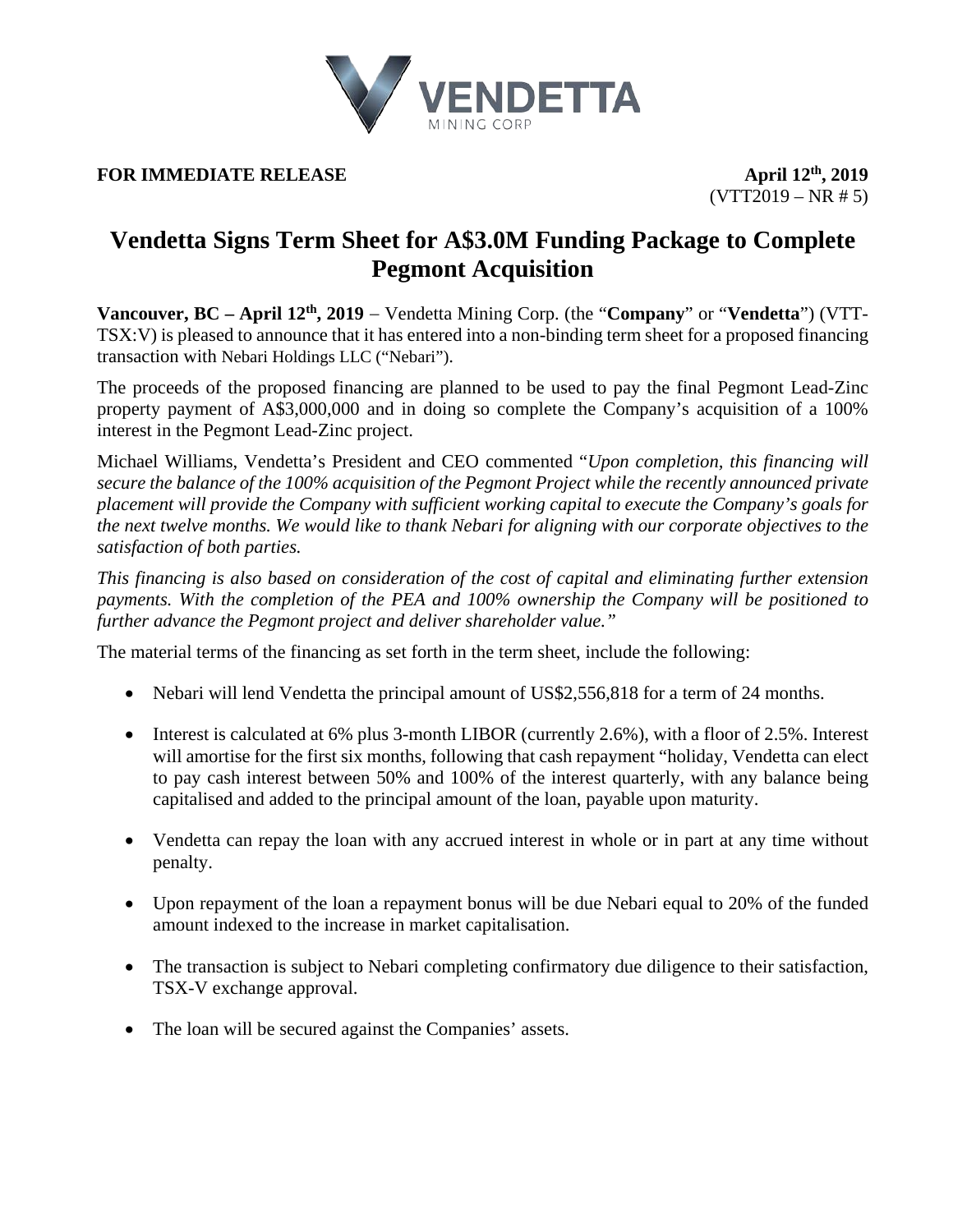**FOR IMMEDIATE RELEASE**

**April 12th, 2019**
(VTT2019 – NR # 5)

# Vendetta Signs Term Sheet for A$3.0M Funding Package to Complete Pegmont Acquisition

**Vancouver, BC – April 12th, 2019** – Vendetta Mining Corp. (the "**Company**" or "**Vendetta**") (VTT-TSX:V) is pleased to announce that it has entered into a non-binding term sheet for a proposed financing transaction with Nebari Holdings LLC ("Nebari").

The proceeds of the proposed financing are planned to be used to pay the final Pegmont Lead-Zinc property payment of A$3,000,000 and in doing so complete the Company's acquisition of a 100% interest in the Pegmont Lead-Zinc project.

Michael Williams, Vendetta's President and CEO commented "*Upon completion, this financing will secure the balance of the 100% acquisition of the Pegmont Project while the recently announced private placement will provide the Company with sufficient working capital to execute the Company's goals for the next twelve months. We would like to thank Nebari for aligning with our corporate objectives to the satisfaction of both parties.*

*This financing is also based on consideration of the cost of capital and eliminating further extension payments. With the completion of the PEA and 100% ownership the Company will be positioned to further advance the Pegmont project and deliver shareholder value.*"

The material terms of the financing as set forth in the term sheet, include the following:

- Nebari will lend Vendetta the principal amount of US$2,556,818 for a term of 24 months.
- Interest is calculated at 6% plus 3-month LIBOR (currently 2.6%), with a floor of 2.5%. Interest will amortise for the first six months, following that cash repayment "holiday, Vendetta can elect to pay cash interest between 50% and 100% of the interest quarterly, with any balance being capitalised and added to the principal amount of the loan, payable upon maturity.
- Vendetta can repay the loan with any accrued interest in whole or in part at any time without penalty.
- Upon repayment of the loan a repayment bonus will be due Nebari equal to 20% of the funded amount indexed to the increase in market capitalisation.
- The transaction is subject to Nebari completing confirmatory due diligence to their satisfaction, TSX-V exchange approval.
- The loan will be secured against the Companies' assets.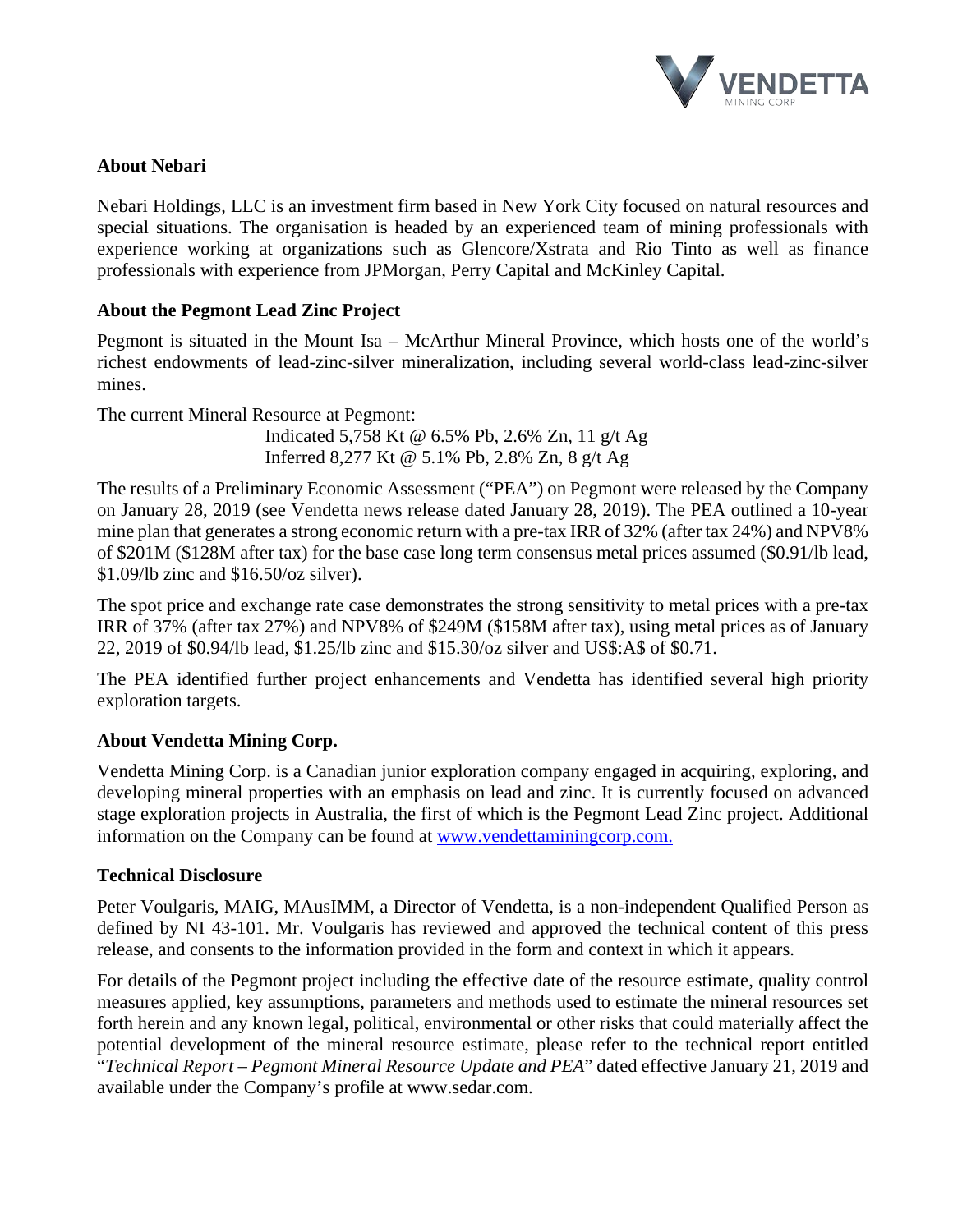## About Nebari

Nebari Holdings, LLC is an investment firm based in New York City focused on natural resources and special situations. The organisation is headed by an experienced team of mining professionals with experience working at organizations such as Glencore/Xstrata and Rio Tinto as well as finance professionals with experience from JPMorgan, Perry Capital and McKinley Capital.

## About the Pegmont Lead Zinc Project

Pegmont is situated in the Mount Isa – McArthur Mineral Province, which hosts one of the world's richest endowments of lead-zinc-silver mineralization, including several world-class lead-zinc-silver mines.

The current Mineral Resource at Pegmont:

Indicated 5,758 Kt @ 6.5% Pb, 2.6% Zn, 11 g/t Ag
Inferred 8,277 Kt @ 5.1% Pb, 2.8% Zn, 8 g/t Ag

The results of a Preliminary Economic Assessment ("PEA") on Pegmont were released by the Company on January 28, 2019 (see Vendetta news release dated January 28, 2019). The PEA outlined a 10-year mine plan that generates a strong economic return with a pre-tax IRR of 32% (after tax 24%) and NPV8% of $201M ($128M after tax) for the base case long term consensus metal prices assumed ($0.91/lb lead, $1.09/lb zinc and $16.50/oz silver).

The spot price and exchange rate case demonstrates the strong sensitivity to metal prices with a pre-tax IRR of 37% (after tax 27%) and NPV8% of $249M ($158M after tax), using metal prices as of January 22, 2019 of $0.94/lb lead, $1.25/lb zinc and $15.30/oz silver and US$:A$ of $0.71.

The PEA identified further project enhancements and Vendetta has identified several high priority exploration targets.

## About Vendetta Mining Corp.

Vendetta Mining Corp. is a Canadian junior exploration company engaged in acquiring, exploring, and developing mineral properties with an emphasis on lead and zinc. It is currently focused on advanced stage exploration projects in Australia, the first of which is the Pegmont Lead Zinc project. Additional information on the Company can be found at [www.vendettaminingcorp.com.](http://www.vendettaminingcorp.com)

## Technical Disclosure

Peter Voulgaris, MAIG, MAusIMM, a Director of Vendetta, is a non-independent Qualified Person as defined by NI 43-101. Mr. Voulgaris has reviewed and approved the technical content of this press release, and consents to the information provided in the form and context in which it appears.

For details of the Pegmont project including the effective date of the resource estimate, quality control measures applied, key assumptions, parameters and methods used to estimate the mineral resources set forth herein and any known legal, political, environmental or other risks that could materially affect the potential development of the mineral resource estimate, please refer to the technical report entitled "*Technical Report – Pegmont Mineral Resource Update and PEA*" dated effective January 21, 2019 and available under the Company's profile at www.sedar.com.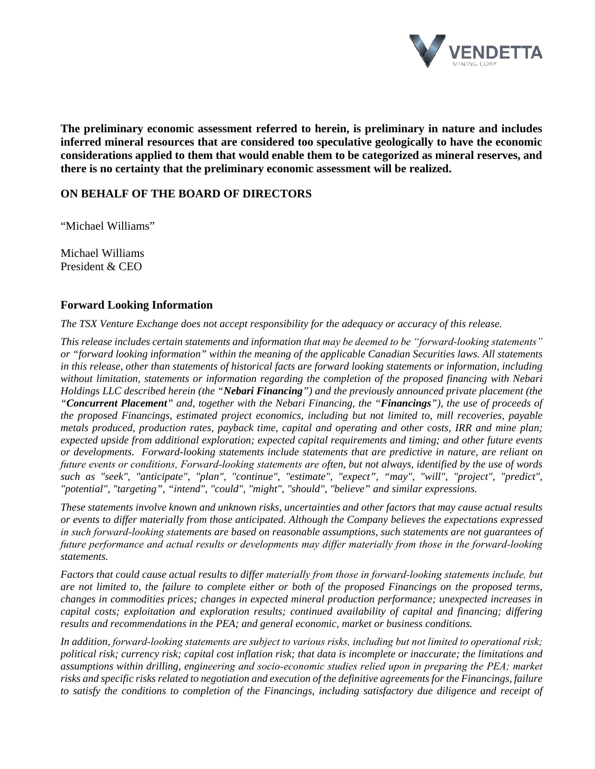**The preliminary economic assessment referred to herein, is preliminary in nature and includes inferred mineral resources that are considered too speculative geologically to have the economic considerations applied to them that would enable them to be categorized as mineral reserves, and there is no certainty that the preliminary economic assessment will be realized.**

**ON BEHALF OF THE BOARD OF DIRECTORS**

"Michael Williams"

Michael Williams
President & CEO

## Forward Looking Information

*The TSX Venture Exchange does not accept responsibility for the adequacy or accuracy of this release.*

*This release includes certain statements and information that may be deemed to be "forward-looking statements" or "forward looking information" within the meaning of the applicable Canadian Securities laws. All statements in this release, other than statements of historical facts are forward looking statements or information, including without limitation, statements or information regarding the completion of the proposed financing with Nebari Holdings LLC described herein (the "**Nebari Financing**") and the previously announced private placement (the "**Concurrent Placement**" and, together with the Nebari Financing, the "**Financings**"), the use of proceeds of the proposed Financings, estimated project economics, including but not limited to, mill recoveries, payable metals produced, production rates, payback time, capital and operating and other costs, IRR and mine plan; expected upside from additional exploration; expected capital requirements and timing; and other future events or developments. Forward-looking statements include statements that are predictive in nature, are reliant on future events or conditions, Forward-looking statements are often, but not always, identified by the use of words such as "seek", "anticipate", "plan", "continue", "estimate", "expect", "may", "will", "project", "predict", "potential", "targeting", "intend", "could", "might", "should", "believe" and similar expressions.*

*These statements involve known and unknown risks, uncertainties and other factors that may cause actual results or events to differ materially from those anticipated. Although the Company believes the expectations expressed in such forward-looking statements are based on reasonable assumptions, such statements are not guarantees of future performance and actual results or developments may differ materially from those in the forward-looking statements.*

*Factors that could cause actual results to differ materially from those in forward-looking statements include, but are not limited to, the failure to complete either or both of the proposed Financings on the proposed terms, changes in commodities prices; changes in expected mineral production performance; unexpected increases in capital costs; exploitation and exploration results; continued availability of capital and financing; differing results and recommendations in the PEA; and general economic, market or business conditions.*

*In addition, forward-looking statements are subject to various risks, including but not limited to operational risk; political risk; currency risk; capital cost inflation risk; that data is incomplete or inaccurate; the limitations and assumptions within drilling, engineering and socio-economic studies relied upon in preparing the PEA; market risks and specific risks related to negotiation and execution of the definitive agreements for the Financings, failure to satisfy the conditions to completion of the Financings, including satisfactory due diligence and receipt of*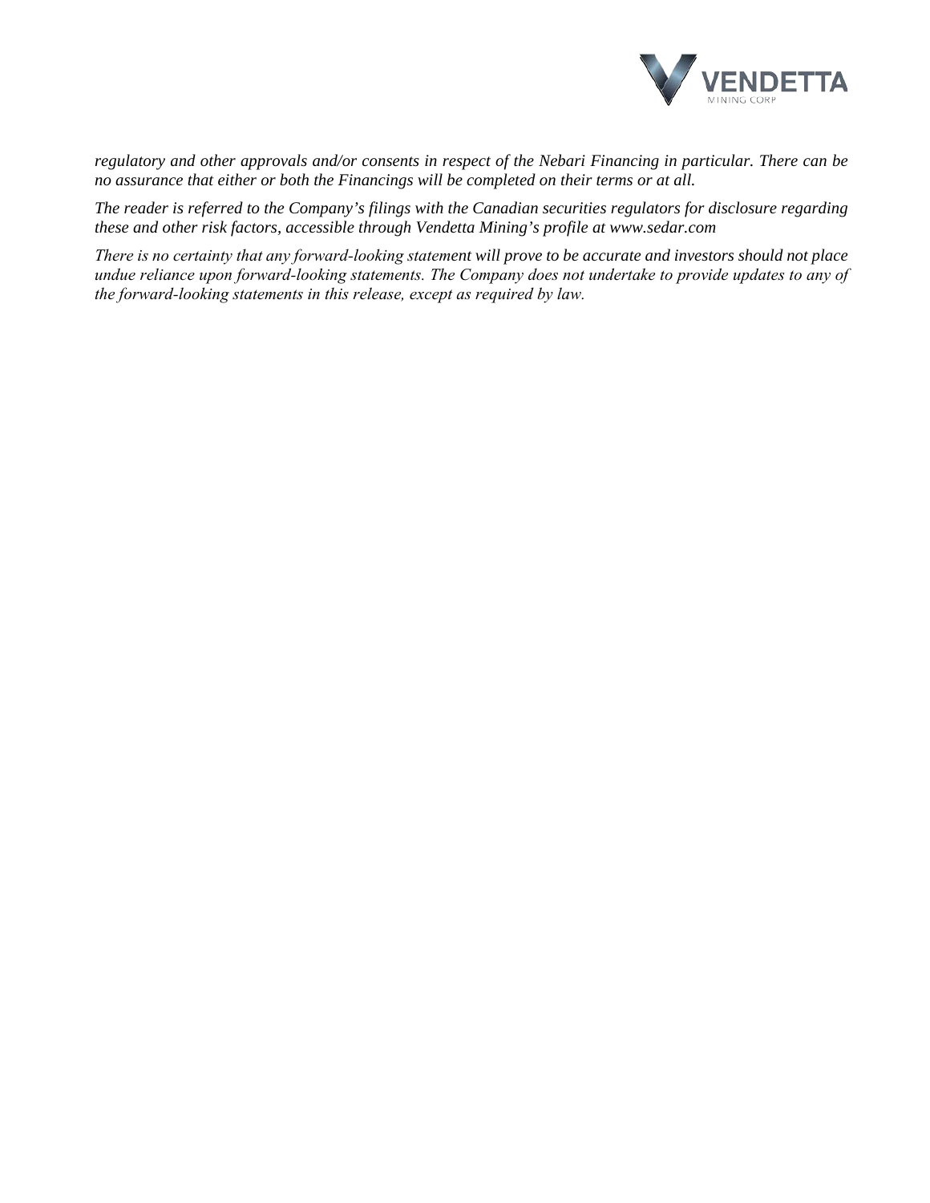*regulatory and other approvals and/or consents in respect of the Nebari Financing in particular. There can be no assurance that either or both the Financings will be completed on their terms or at all.*

*The reader is referred to the Company's filings with the Canadian securities regulators for disclosure regarding these and other risk factors, accessible through Vendetta Mining's profile at www.sedar.com*

*There is no certainty that any forward-looking statement will prove to be accurate and investors should not place undue reliance upon forward-looking statements. The Company does not undertake to provide updates to any of the forward-looking statements in this release, except as required by law.*